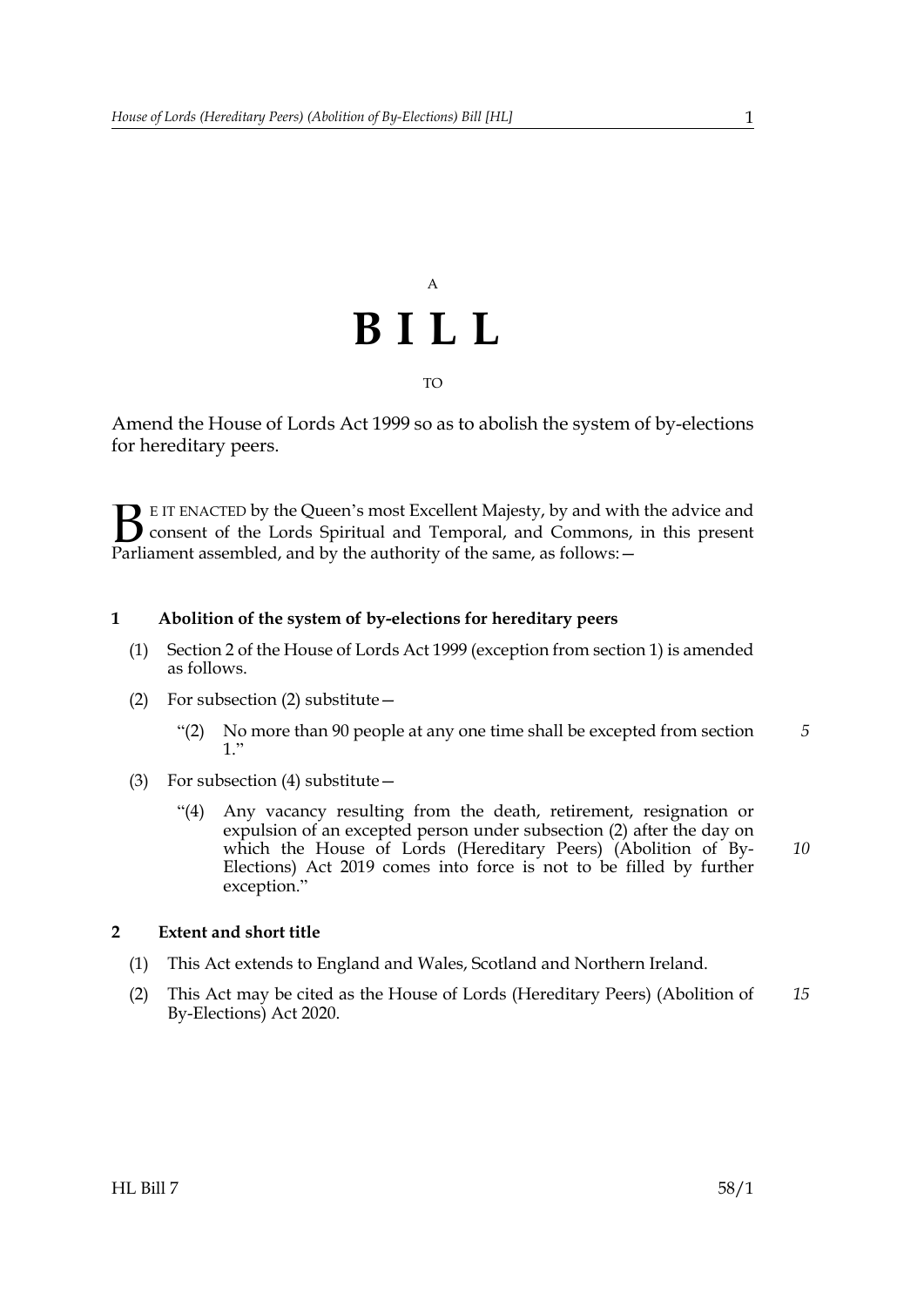A

# BILL

TO

Amend the House of Lords Act 1999 so as to abolish the system of by-elections for hereditary peers.

BE IT ENACTED by the Queen's most Excellent Majesty, by and with the advice and consent of the Lords Spiritual and Temporal, and Commons, in this present Parliament assembled, and by the authority of the same, as follows:—

### 1 Abolition of the system of by-elections for hereditary peers

(1) Section 2 of the House of Lords Act 1999 (exception from section 1) is amended as follows.

(2) For subsection (2) substitute—

> "(2) No more than 90 people at any one time shall be excepted from section 1."

(3) For subsection (4) substitute—

> "(4) Any vacancy resulting from the death, retirement, resignation or expulsion of an excepted person under subsection (2) after the day on which the House of Lords (Hereditary Peers) (Abolition of By-Elections) Act 2019 comes into force is not to be filled by further exception."

### 2 Extent and short title

(1) This Act extends to England and Wales, Scotland and Northern Ireland.

(2) This Act may be cited as the House of Lords (Hereditary Peers) (Abolition of By-Elections) Act 2020.

HL Bill 7 58/1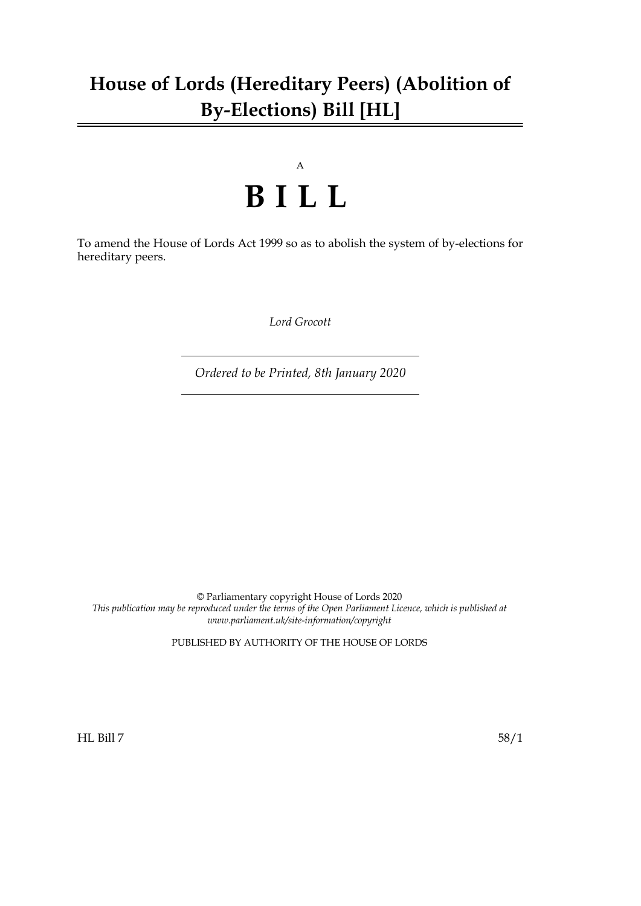# House of Lords (Hereditary Peers) (Abolition of By-Elections) Bill [HL]

A

# B I L L

To amend the House of Lords Act 1999 so as to abolish the system of by-elections for hereditary peers.

*Lord Grocott*

*Ordered to be Printed, 8th January 2020*

© Parliamentary copyright House of Lords 2020
*This publication may be reproduced under the terms of the Open Parliament Licence, which is published at www.parliament.uk/site-information/copyright*

PUBLISHED BY AUTHORITY OF THE HOUSE OF LORDS

HL Bill 7 58/1